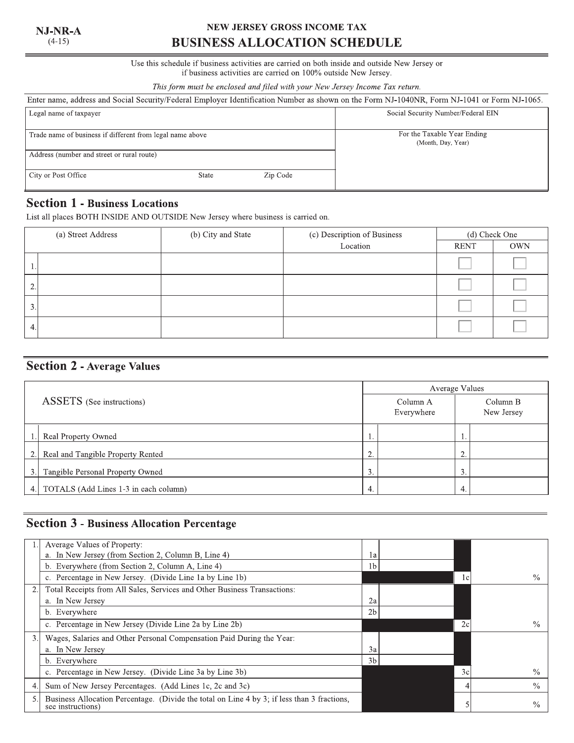NJ-NR-A
(4-15)

# NEW JERSEY GROSS INCOME TAX
# BUSINESS ALLOCATION SCHEDULE

Use this schedule if business activities are carried on both inside and outside New Jersey or if business activities are carried on 100% outside New Jersey.

*This form must be enclosed and filed with your New Jersey Income Tax return.*

Enter name, address and Social Security/Federal Employer Identification Number as shown on the Form NJ-1040NR, Form NJ-1041 or Form NJ-1065.

| Legal name of taxpayer | Social Security Number/Federal EIN |
|---|---|
| Trade name of business if different from legal name above | For the Taxable Year Ending (Month, Day, Year) |
| Address (number and street or rural route) | |
| City or Post Office    State    Zip Code | |

## Section 1 - Business Locations

List all places BOTH INSIDE AND OUTSIDE New Jersey where business is carried on.

| | (a) Street Address | (b) City and State | (c) Description of Business Location | (d) Check One RENT | OWN |
|---|---|---|---|---|---|
| 1. | | | | ☐ | ☐ |
| 2. | | | | ☐ | ☐ |
| 3. | | | | ☐ | ☐ |
| 4. | | | | ☐ | ☐ |

## Section 2 - Average Values

| | ASSETS (See instructions) | Average Values Column A Everywhere | Average Values Column B New Jersey |
|---|---|---|---|
| 1. | Real Property Owned | 1. | 1. |
| 2. | Real and Tangible Property Rented | 2. | 2. |
| 3. | Tangible Personal Property Owned | 3. | 3. |
| 4. | TOTALS (Add Lines 1-3 in each column) | 4. | 4. |

## Section 3 - Business Allocation Percentage

| | | | |
|---|---|---|---|
| 1. | Average Values of Property: | | |
| | a. In New Jersey (from Section 2, Column B, Line 4) | 1a | |
| | b. Everywhere (from Section 2, Column A, Line 4) | 1b | |
| | c. Percentage in New Jersey. (Divide Line 1a by Line 1b) | 1c | % |
| 2. | Total Receipts from All Sales, Services and Other Business Transactions: | | |
| | a. In New Jersey | 2a | |
| | b. Everywhere | 2b | |
| | c. Percentage in New Jersey (Divide Line 2a by Line 2b) | 2c | % |
| 3. | Wages, Salaries and Other Personal Compensation Paid During the Year: | | |
| | a. In New Jersey | 3a | |
| | b. Everywhere | 3b | |
| | c. Percentage in New Jersey. (Divide Line 3a by Line 3b) | 3c | % |
| 4. | Sum of New Jersey Percentages. (Add Lines 1c, 2c and 3c) | 4 | % |
| 5. | Business Allocation Percentage. (Divide the total on Line 4 by 3; if less than 3 fractions, see instructions) | 5 | % |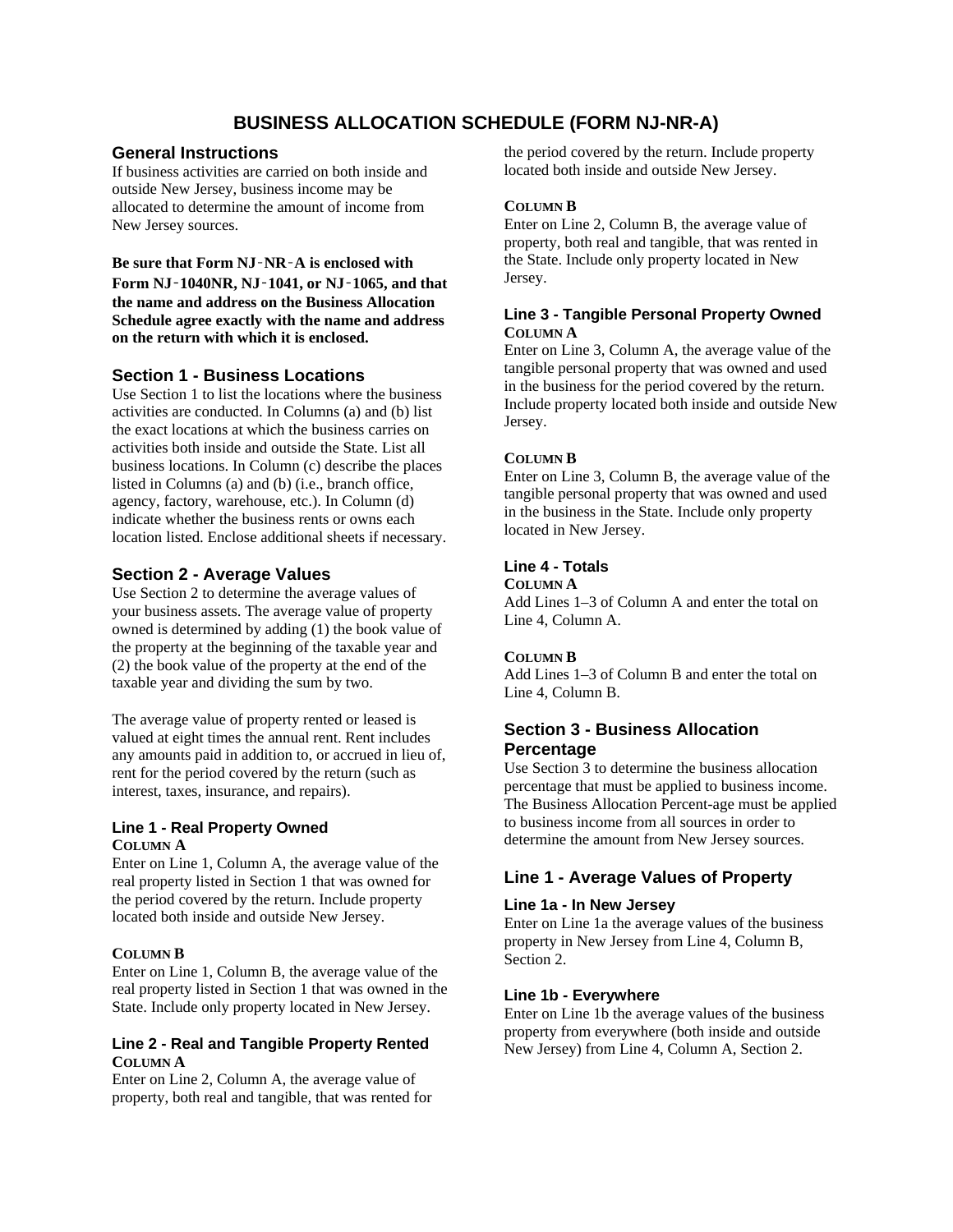# BUSINESS ALLOCATION SCHEDULE (FORM NJ-NR-A)

## General Instructions

If business activities are carried on both inside and outside New Jersey, business income may be allocated to determine the amount of income from New Jersey sources.

**Be sure that Form NJ‑NR‑A is enclosed with Form NJ‑1040NR, NJ‑1041, or NJ‑1065, and that the name and address on the Business Allocation Schedule agree exactly with the name and address on the return with which it is enclosed.**

## Section 1 - Business Locations

Use Section 1 to list the locations where the business activities are conducted. In Columns (a) and (b) list the exact locations at which the business carries on activities both inside and outside the State. List all business locations. In Column (c) describe the places listed in Columns (a) and (b) (i.e., branch office, agency, factory, warehouse, etc.). In Column (d) indicate whether the business rents or owns each location listed. Enclose additional sheets if necessary.

## Section 2 - Average Values

Use Section 2 to determine the average values of your business assets. The average value of property owned is determined by adding (1) the book value of the property at the beginning of the taxable year and (2) the book value of the property at the end of the taxable year and dividing the sum by two.

The average value of property rented or leased is valued at eight times the annual rent. Rent includes any amounts paid in addition to, or accrued in lieu of, rent for the period covered by the return (such as interest, taxes, insurance, and repairs).

### Line 1 - Real Property Owned

**COLUMN A**

Enter on Line 1, Column A, the average value of the real property listed in Section 1 that was owned for the period covered by the return. Include property located both inside and outside New Jersey.

**COLUMN B**

Enter on Line 1, Column B, the average value of the real property listed in Section 1 that was owned in the State. Include only property located in New Jersey.

### Line 2 - Real and Tangible Property Rented

**COLUMN A**

Enter on Line 2, Column A, the average value of property, both real and tangible, that was rented for the period covered by the return. Include property located both inside and outside New Jersey.

**COLUMN B**

Enter on Line 2, Column B, the average value of property, both real and tangible, that was rented in the State. Include only property located in New Jersey.

### Line 3 - Tangible Personal Property Owned

**COLUMN A**

Enter on Line 3, Column A, the average value of the tangible personal property that was owned and used in the business for the period covered by the return. Include property located both inside and outside New Jersey.

**COLUMN B**

Enter on Line 3, Column B, the average value of the tangible personal property that was owned and used in the business in the State. Include only property located in New Jersey.

### Line 4 - Totals

**COLUMN A**

Add Lines 1–3 of Column A and enter the total on Line 4, Column A.

**COLUMN B**

Add Lines 1–3 of Column B and enter the total on Line 4, Column B.

## Section 3 - Business Allocation Percentage

Use Section 3 to determine the business allocation percentage that must be applied to business income. The Business Allocation Percent-age must be applied to business income from all sources in order to determine the amount from New Jersey sources.

## Line 1 - Average Values of Property

### Line 1a - In New Jersey

Enter on Line 1a the average values of the business property in New Jersey from Line 4, Column B, Section 2.

### Line 1b - Everywhere

Enter on Line 1b the average values of the business property from everywhere (both inside and outside New Jersey) from Line 4, Column A, Section 2.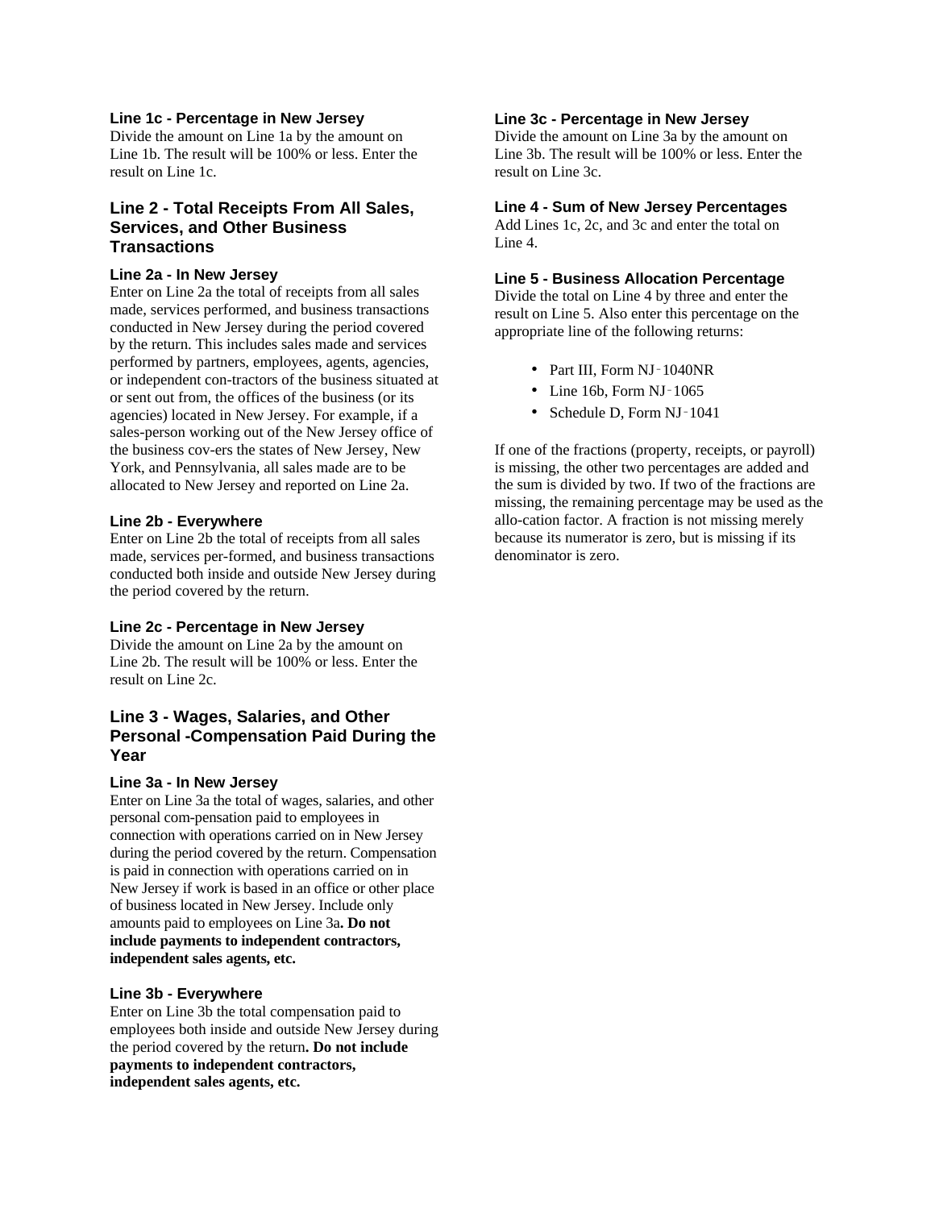### Line 1c - Percentage in New Jersey

Divide the amount on Line 1a by the amount on Line 1b. The result will be 100% or less. Enter the result on Line 1c.

## Line 2 - Total Receipts From All Sales, Services, and Other Business Transactions

### Line 2a - In New Jersey

Enter on Line 2a the total of receipts from all sales made, services performed, and business transactions conducted in New Jersey during the period covered by the return. This includes sales made and services performed by partners, employees, agents, agencies, or independent con-tractors of the business situated at or sent out from, the offices of the business (or its agencies) located in New Jersey. For example, if a sales-person working out of the New Jersey office of the business cov-ers the states of New Jersey, New York, and Pennsylvania, all sales made are to be allocated to New Jersey and reported on Line 2a.

### Line 2b - Everywhere

Enter on Line 2b the total of receipts from all sales made, services per-formed, and business transactions conducted both inside and outside New Jersey during the period covered by the return.

### Line 2c - Percentage in New Jersey

Divide the amount on Line 2a by the amount on Line 2b. The result will be 100% or less. Enter the result on Line 2c.

## Line 3 - Wages, Salaries, and Other Personal -Compensation Paid During the Year

### Line 3a - In New Jersey

Enter on Line 3a the total of wages, salaries, and other personal com-pensation paid to employees in connection with operations carried on in New Jersey during the period covered by the return. Compensation is paid in connection with operations carried on in New Jersey if work is based in an office or other place of business located in New Jersey. Include only amounts paid to employees on Line 3a**. Do not include payments to independent contractors, independent sales agents, etc.**

### Line 3b - Everywhere

Enter on Line 3b the total compensation paid to employees both inside and outside New Jersey during the period covered by the return**. Do not include payments to independent contractors, independent sales agents, etc.**

### Line 3c - Percentage in New Jersey

Divide the amount on Line 3a by the amount on Line 3b. The result will be 100% or less. Enter the result on Line 3c.

### Line 4 - Sum of New Jersey Percentages

Add Lines 1c, 2c, and 3c and enter the total on Line 4.

### Line 5 - Business Allocation Percentage

Divide the total on Line 4 by three and enter the result on Line 5. Also enter this percentage on the appropriate line of the following returns:

- Part III, Form NJ‑1040NR
- Line 16b, Form NJ‑1065
- Schedule D, Form NJ‑1041

If one of the fractions (property, receipts, or payroll) is missing, the other two percentages are added and the sum is divided by two. If two of the fractions are missing, the remaining percentage may be used as the allo-cation factor. A fraction is not missing merely because its numerator is zero, but is missing if its denominator is zero.